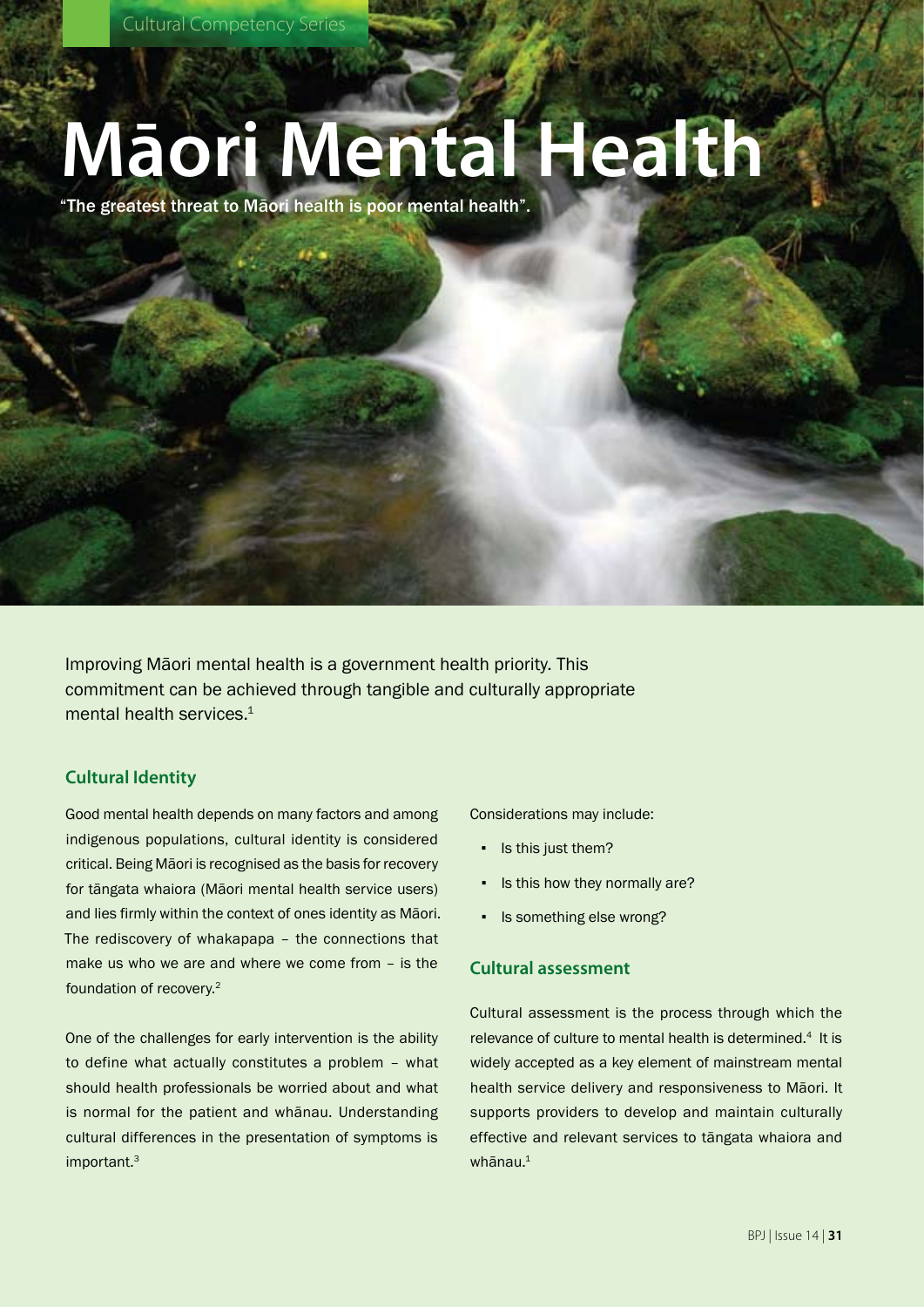# Māori Mental Health

"The greatest threat to Māori health is poor mental health".

Improving Māori mental health is a government health priority. This commitment can be achieved through tangible and culturally appropriate mental health services.[1]

## Cultural Identity

Good mental health depends on many factors and among indigenous populations, cultural identity is considered critical. Being Māori is recognised as the basis for recovery for tāngata whaiora (Māori mental health service users) and lies firmly within the context of ones identity as Māori. The rediscovery of whakapapa – the connections that make us who we are and where we come from – is the foundation of recovery.[2]

One of the challenges for early intervention is the ability to define what actually constitutes a problem – what should health professionals be worried about and what is normal for the patient and whānau. Understanding cultural differences in the presentation of symptoms is important.[3]

Considerations may include:

- Is this just them?
- Is this how they normally are?
- Is something else wrong?

## Cultural assessment

Cultural assessment is the process through which the relevance of culture to mental health is determined.[4] It is widely accepted as a key element of mainstream mental health service delivery and responsiveness to Māori. It supports providers to develop and maintain culturally effective and relevant services to tāngata whaiora and whānau.[1]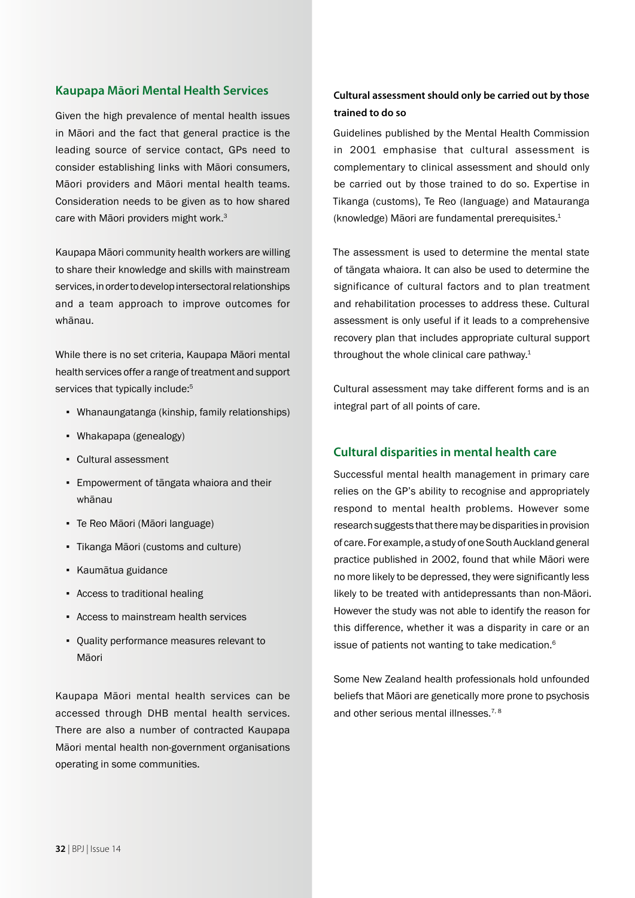## Kaupapa Māori Mental Health Services

Given the high prevalence of mental health issues in Māori and the fact that general practice is the leading source of service contact, GPs need to consider establishing links with Māori consumers, Māori providers and Māori mental health teams. Consideration needs to be given as to how shared care with Māori providers might work.[3]

Kaupapa Māori community health workers are willing to share their knowledge and skills with mainstream services, in order to develop intersectoral relationships and a team approach to improve outcomes for whānau.

While there is no set criteria, Kaupapa Māori mental health services offer a range of treatment and support services that typically include:[5]

- Whanaungatanga (kinship, family relationships)
- Whakapapa (genealogy)
- Cultural assessment
- Empowerment of tāngata whaiora and their whānau
- Te Reo Māori (Māori language)
- Tikanga Māori (customs and culture)
- Kaumātua guidance
- Access to traditional healing
- Access to mainstream health services
- Quality performance measures relevant to Māori

Kaupapa Māori mental health services can be accessed through DHB mental health services. There are also a number of contracted Kaupapa Māori mental health non-government organisations operating in some communities.

### Cultural assessment should only be carried out by those trained to do so

Guidelines published by the Mental Health Commission in 2001 emphasise that cultural assessment is complementary to clinical assessment and should only be carried out by those trained to do so. Expertise in Tikanga (customs), Te Reo (language) and Matauranga (knowledge) Māori are fundamental prerequisites.[1]

The assessment is used to determine the mental state of tāngata whaiora. It can also be used to determine the significance of cultural factors and to plan treatment and rehabilitation processes to address these. Cultural assessment is only useful if it leads to a comprehensive recovery plan that includes appropriate cultural support throughout the whole clinical care pathway.[1]

Cultural assessment may take different forms and is an integral part of all points of care.

## Cultural disparities in mental health care

Successful mental health management in primary care relies on the GP's ability to recognise and appropriately respond to mental health problems. However some research suggests that there may be disparities in provision of care. For example, a study of one South Auckland general practice published in 2002, found that while Māori were no more likely to be depressed, they were significantly less likely to be treated with antidepressants than non-Māori. However the study was not able to identify the reason for this difference, whether it was a disparity in care or an issue of patients not wanting to take medication.[6]

Some New Zealand health professionals hold unfounded beliefs that Māori are genetically more prone to psychosis and other serious mental illnesses.[7, 8]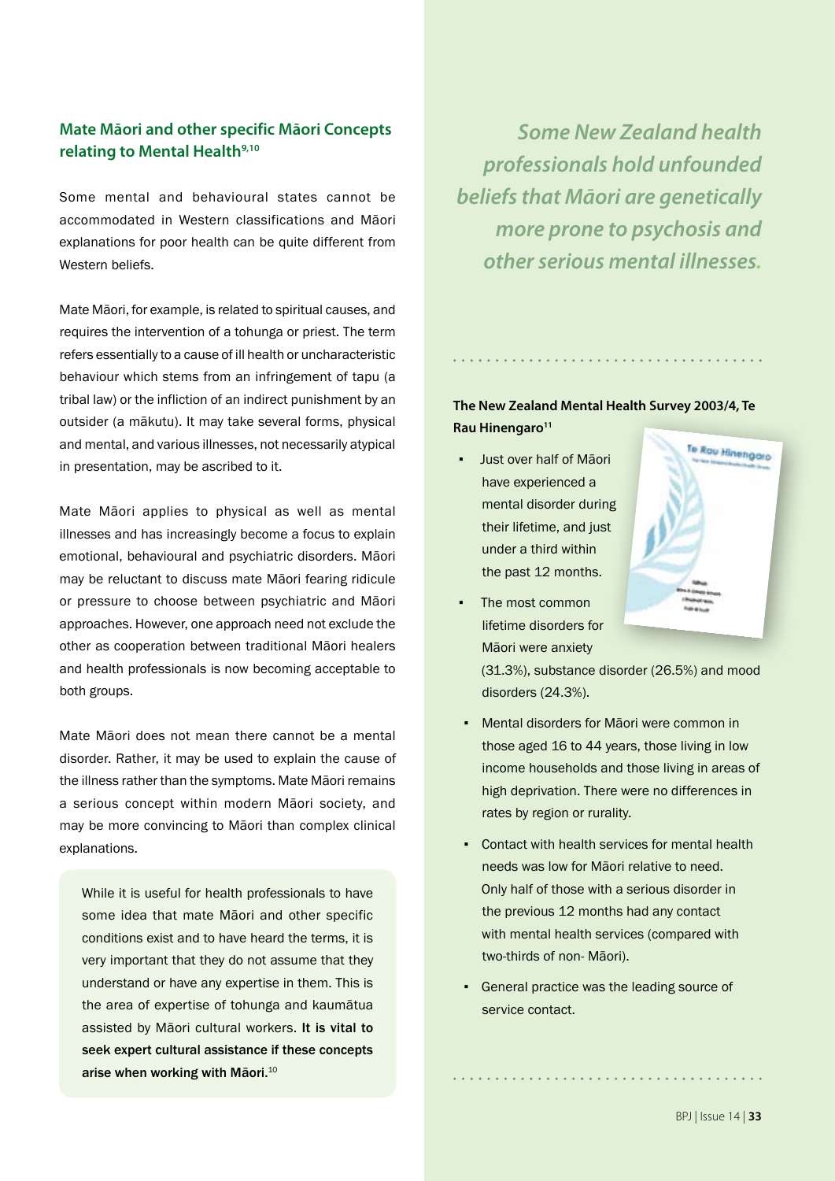## Mate Māori and other specific Māori Concepts relating to Mental Health[9,10]

Some mental and behavioural states cannot be accommodated in Western classifications and Māori explanations for poor health can be quite different from Western beliefs.

Mate Māori, for example, is related to spiritual causes, and requires the intervention of a tohunga or priest. The term refers essentially to a cause of ill health or uncharacteristic behaviour which stems from an infringement of tapu (a tribal law) or the infliction of an indirect punishment by an outsider (a mākutu). It may take several forms, physical and mental, and various illnesses, not necessarily atypical in presentation, may be ascribed to it.

Mate Māori applies to physical as well as mental illnesses and has increasingly become a focus to explain emotional, behavioural and psychiatric disorders. Māori may be reluctant to discuss mate Māori fearing ridicule or pressure to choose between psychiatric and Māori approaches. However, one approach need not exclude the other as cooperation between traditional Māori healers and health professionals is now becoming acceptable to both groups.

Mate Māori does not mean there cannot be a mental disorder. Rather, it may be used to explain the cause of the illness rather than the symptoms. Mate Māori remains a serious concept within modern Māori society, and may be more convincing to Māori than complex clinical explanations.

While it is useful for health professionals to have some idea that mate Māori and other specific conditions exist and to have heard the terms, it is very important that they do not assume that they understand or have any expertise in them. This is the area of expertise of tohunga and kaumātua assisted by Māori cultural workers. **It is vital to seek expert cultural assistance if these concepts arise when working with Māori.**[10]

*Some New Zealand health professionals hold unfounded beliefs that Māori are genetically more prone to psychosis and other serious mental illnesses.*

### The New Zealand Mental Health Survey 2003/4, Te Rau Hinengaro[11]

- Just over half of Māori have experienced a mental disorder during their lifetime, and just under a third within the past 12 months.
- The most common lifetime disorders for Māori were anxiety (31.3%), substance disorder (26.5%) and mood disorders (24.3%).
- Mental disorders for Māori were common in those aged 16 to 44 years, those living in low income households and those living in areas of high deprivation. There were no differences in rates by region or rurality.
- Contact with health services for mental health needs was low for Māori relative to need. Only half of those with a serious disorder in the previous 12 months had any contact with mental health services (compared with two-thirds of non- Māori).
- General practice was the leading source of service contact.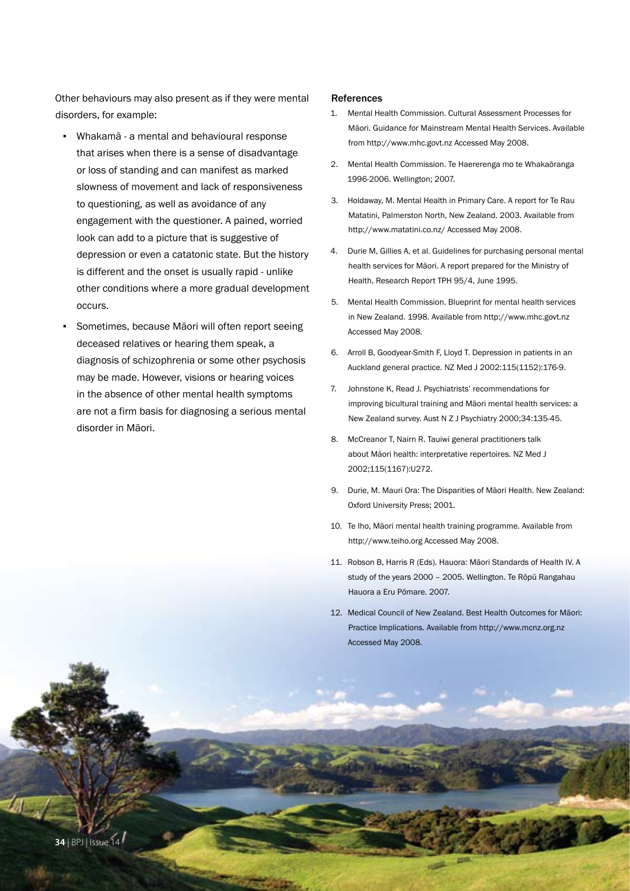Other behaviours may also present as if they were mental disorders, for example:

- Whakamā - a mental and behavioural response that arises when there is a sense of disadvantage or loss of standing and can manifest as marked slowness of movement and lack of responsiveness to questioning, as well as avoidance of any engagement with the questioner. A pained, worried look can add to a picture that is suggestive of depression or even a catatonic state. But the history is different and the onset is usually rapid - unlike other conditions where a more gradual development occurs.
- Sometimes, because Māori will often report seeing deceased relatives or hearing them speak, a diagnosis of schizophrenia or some other psychosis may be made. However, visions or hearing voices in the absence of other mental health symptoms are not a firm basis for diagnosing a serious mental disorder in Māori.

#### References

1. Mental Health Commission. Cultural Assessment Processes for Māori. Guidance for Mainstream Mental Health Services. Available from http://www.mhc.govt.nz Accessed May 2008.
2. Mental Health Commission. Te Haererenga mo te Whakaōranga 1996-2006. Wellington; 2007.
3. Holdaway, M. Mental Health in Primary Care. A report for Te Rau Matatini, Palmerston North, New Zealand. 2003. Available from http://www.matatini.co.nz/ Accessed May 2008.
4. Durie M, Gillies A, et al. Guidelines for purchasing personal mental health services for Māori. A report prepared for the Ministry of Health, Research Report TPH 95/4, June 1995.
5. Mental Health Commission. Blueprint for mental health services in New Zealand. 1998. Available from http://www.mhc.govt.nz Accessed May 2008.
6. Arroll B, Goodyear-Smith F, Lloyd T. Depression in patients in an Auckland general practice. NZ Med J 2002:115(1152):176-9.
7. Johnstone K, Read J. Psychiatrists' recommendations for improving bicultural training and Māori mental health services: a New Zealand survey. Aust N Z J Psychiatry 2000;34:135-45.
8. McCreanor T, Nairn R. Tauiwi general practitioners talk about Māori health: interpretative repertoires. NZ Med J 2002;115(1167):U272.
9. Durie, M. Mauri Ora: The Disparities of Māori Health. New Zealand: Oxford University Press; 2001.
10. Te Iho, Māori mental health training programme. Available from http://www.teiho.org Accessed May 2008.
11. Robson B, Harris R (Eds). Hauora: Māori Standards of Health IV. A study of the years 2000 – 2005. Wellington. Te Rōpū Rangahau Hauora a Eru Pōmare. 2007.
12. Medical Council of New Zealand. Best Health Outcomes for Māori: Practice Implications. Available from http://www.mcnz.org.nz Accessed May 2008.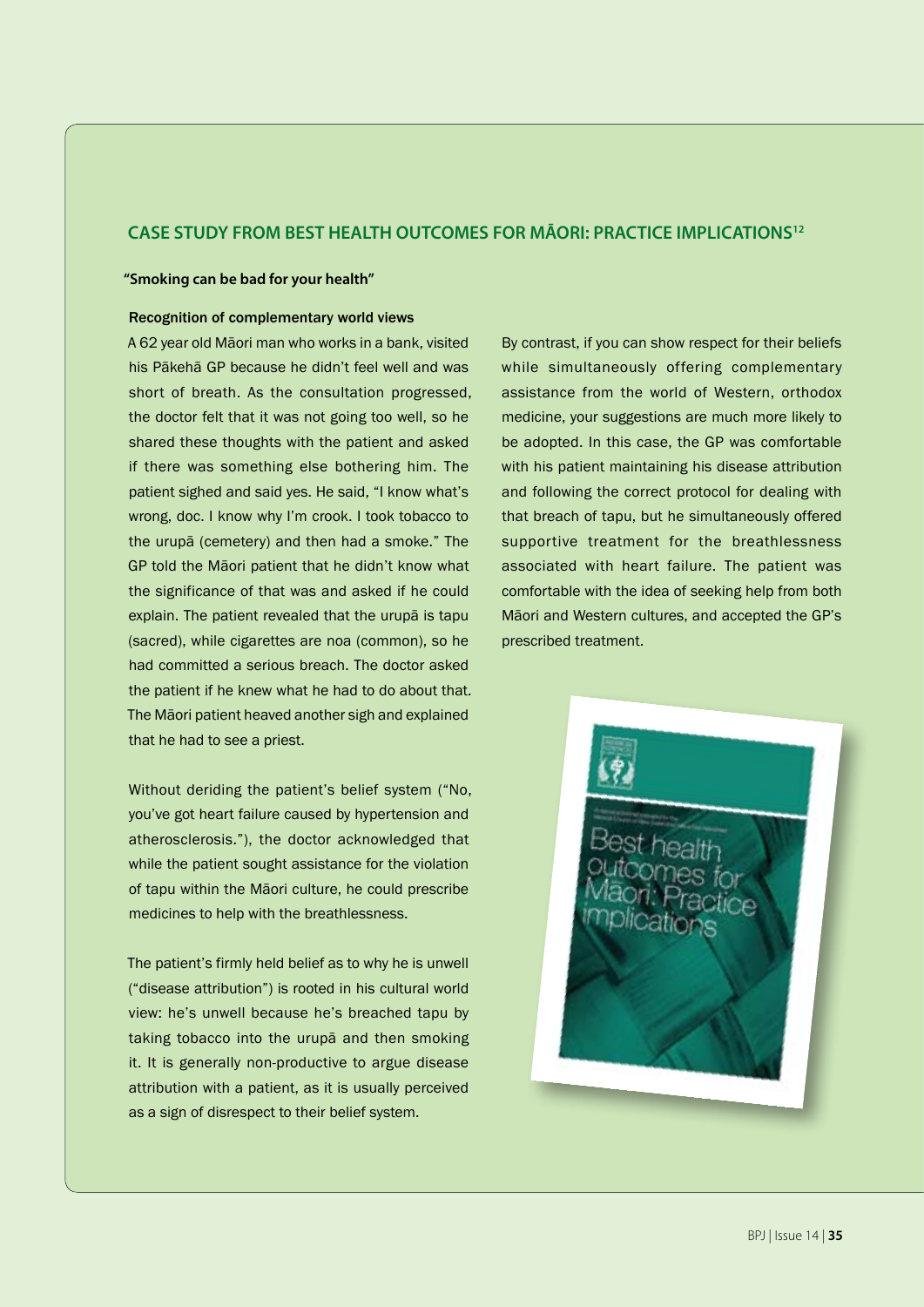## CASE STUDY FROM BEST HEALTH OUTCOMES FOR MĀORI: PRACTICE IMPLICATIONS[12]

### "Smoking can be bad for your health"

#### Recognition of complementary world views

A 62 year old Māori man who works in a bank, visited his Pākehā GP because he didn't feel well and was short of breath. As the consultation progressed, the doctor felt that it was not going too well, so he shared these thoughts with the patient and asked if there was something else bothering him. The patient sighed and said yes. He said, "I know what's wrong, doc. I know why I'm crook. I took tobacco to the urupā (cemetery) and then had a smoke." The GP told the Māori patient that he didn't know what the significance of that was and asked if he could explain. The patient revealed that the urupā is tapu (sacred), while cigarettes are noa (common), so he had committed a serious breach. The doctor asked the patient if he knew what he had to do about that. The Māori patient heaved another sigh and explained that he had to see a priest.

Without deriding the patient's belief system ("No, you've got heart failure caused by hypertension and atherosclerosis."), the doctor acknowledged that while the patient sought assistance for the violation of tapu within the Māori culture, he could prescribe medicines to help with the breathlessness.

The patient's firmly held belief as to why he is unwell ("disease attribution") is rooted in his cultural world view: he's unwell because he's breached tapu by taking tobacco into the urupā and then smoking it. It is generally non-productive to argue disease attribution with a patient, as it is usually perceived as a sign of disrespect to their belief system.

By contrast, if you can show respect for their beliefs while simultaneously offering complementary assistance from the world of Western, orthodox medicine, your suggestions are much more likely to be adopted. In this case, the GP was comfortable with his patient maintaining his disease attribution and following the correct protocol for dealing with that breach of tapu, but he simultaneously offered supportive treatment for the breathlessness associated with heart failure. The patient was comfortable with the idea of seeking help from both Māori and Western cultures, and accepted the GP's prescribed treatment.